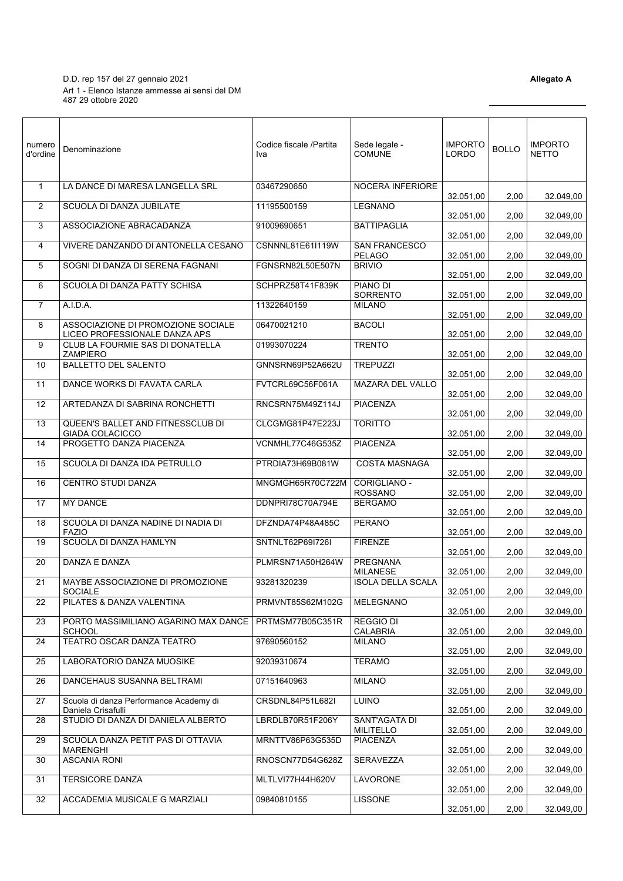D.D. rep 157 del 27 gennaio 2021

Art 1 - Elenco Istanze ammesse ai sensi del DM 487 29 ottobre 2020

**Allegato A**

| numero d'ordine | Denominazione | Codice fiscale /Partita Iva | Sede legale - COMUNE | IMPORTO LORDO | BOLLO | IMPORTO NETTO |
|---|---|---|---|---|---|---|
| 1 | LA DANCE DI MARESA LANGELLA SRL | 03467290650 | NOCERA INFERIORE | 32.051,00 | 2,00 | 32.049,00 |
| 2 | SCUOLA DI DANZA JUBILATE | 11195500159 | LEGNANO | 32.051,00 | 2,00 | 32.049,00 |
| 3 | ASSOCIAZIONE ABRACADANZA | 91009690651 | BATTIPAGLIA | 32.051,00 | 2,00 | 32.049,00 |
| 4 | VIVERE DANZANDO DI ANTONELLA CESANO | CSNNNL81E61I119W | SAN FRANCESCO PELAGO | 32.051,00 | 2,00 | 32.049,00 |
| 5 | SOGNI DI DANZA DI SERENA FAGNANI | FGNSRN82L50E507N | BRIVIO | 32.051,00 | 2,00 | 32.049,00 |
| 6 | SCUOLA DI DANZA PATTY SCHISA | SCHPRZ58T41F839K | PIANO DI SORRENTO | 32.051,00 | 2,00 | 32.049,00 |
| 7 | A.I.D.A. | 11322640159 | MILANO | 32.051,00 | 2,00 | 32.049,00 |
| 8 | ASSOCIAZIONE DI PROMOZIONE SOCIALE LICEO PROFESSIONALE DANZA APS | 06470021210 | BACOLI | 32.051,00 | 2,00 | 32.049,00 |
| 9 | CLUB LA FOURMIE SAS DI DONATELLA ZAMPIERO | 01993070224 | TRENTO | 32.051,00 | 2,00 | 32.049,00 |
| 10 | BALLETTO DEL SALENTO | GNNSRN69P52A662U | TREPUZZI | 32.051,00 | 2,00 | 32.049,00 |
| 11 | DANCE WORKS DI FAVATA CARLA | FVTCRL69C56F061A | MAZARA DEL VALLO | 32.051,00 | 2,00 | 32.049,00 |
| 12 | ARTEDANZA DI SABRINA RONCHETTI | RNCSRN75M49Z114J | PIACENZA | 32.051,00 | 2,00 | 32.049,00 |
| 13 | QUEEN'S BALLET AND FITNESSCLUB DI GIADA COLACICCO | CLCGMG81P47E223J | TORITTO | 32.051,00 | 2,00 | 32.049,00 |
| 14 | PROGETTO DANZA PIACENZA | VCNMHL77C46G535Z | PIACENZA | 32.051,00 | 2,00 | 32.049,00 |
| 15 | SCUOLA DI DANZA IDA PETRULLO | PTRDIA73H69B081W | COSTA MASNAGA | 32.051,00 | 2,00 | 32.049,00 |
| 16 | CENTRO STUDI DANZA | MNGMGH65R70C722M | CORIGLIANO - ROSSANO | 32.051,00 | 2,00 | 32.049,00 |
| 17 | MY DANCE | DDNPRI78C70A794E | BERGAMO | 32.051,00 | 2,00 | 32.049,00 |
| 18 | SCUOLA DI DANZA NADINE DI NADIA DI FAZIO | DFZNDA74P48A485C | PERANO | 32.051,00 | 2,00 | 32.049,00 |
| 19 | SCUOLA DI DANZA HAMLYN | SNTNLT62P69I726I | FIRENZE | 32.051,00 | 2,00 | 32.049,00 |
| 20 | DANZA E DANZA | PLMRSN71A50H264W | PREGNANA MILANESE | 32.051,00 | 2,00 | 32.049,00 |
| 21 | MAYBE ASSOCIAZIONE DI PROMOZIONE SOCIALE | 93281320239 | ISOLA DELLA SCALA | 32.051,00 | 2,00 | 32.049,00 |
| 22 | PILATES & DANZA VALENTINA | PRMVNT85S62M102G | MELEGNANO | 32.051,00 | 2,00 | 32.049,00 |
| 23 | PORTO MASSIMILIANO AGARINO MAX DANCE SCHOOL | PRTMSM77B05C351R | REGGIO DI CALABRIA | 32.051,00 | 2,00 | 32.049,00 |
| 24 | TEATRO OSCAR DANZA TEATRO | 97690560152 | MILANO | 32.051,00 | 2,00 | 32.049,00 |
| 25 | LABORATORIO DANZA MUOSIKE | 92039310674 | TERAMO | 32.051,00 | 2,00 | 32.049,00 |
| 26 | DANCEHAUS SUSANNA BELTRAMI | 07151640963 | MILANO | 32.051,00 | 2,00 | 32.049,00 |
| 27 | Scuola di danza Performance Academy di Daniela Crisafulli | CRSDNL84P51L682I | LUINO | 32.051,00 | 2,00 | 32.049,00 |
| 28 | STUDIO DI DANZA DI DANIELA ALBERTO | LBRDLB70R51F206Y | SANT'AGATA DI MILITELLO | 32.051,00 | 2,00 | 32.049,00 |
| 29 | SCUOLA DANZA PETIT PAS DI OTTAVIA MARENGHI | MRNTTV86P63G535D | PIACENZA | 32.051,00 | 2,00 | 32.049,00 |
| 30 | ASCANIA RONI | RNOSCN77D54G628Z | SERAVEZZA | 32.051,00 | 2,00 | 32.049,00 |
| 31 | TERSICORE DANZA | MLTLVI77H44H620V | LAVORONE | 32.051,00 | 2,00 | 32.049,00 |
| 32 | ACCADEMIA MUSICALE G MARZIALI | 09840810155 | LISSONE | 32.051,00 | 2,00 | 32.049,00 |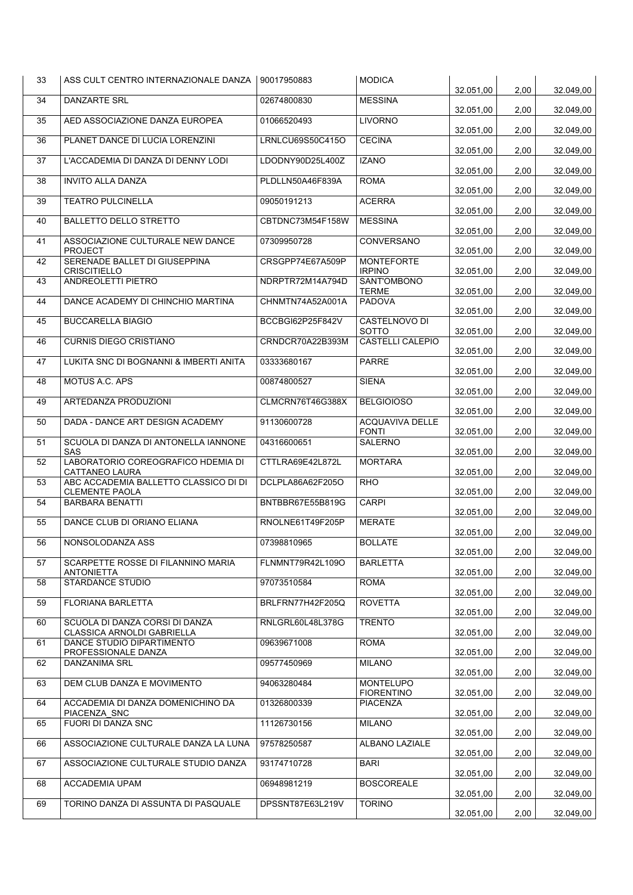| 33 | ASS CULT CENTRO INTERNAZIONALE DANZA | 90017950883 | MODICA | 32.051,00 | 2,00 | 32.049,00 |
|---|---|---|---|---|---|---|
| 34 | DANZARTE SRL | 02674800830 | MESSINA | 32.051,00 | 2,00 | 32.049,00 |
| 35 | AED ASSOCIAZIONE DANZA EUROPEA | 01066520493 | LIVORNO | 32.051,00 | 2,00 | 32.049,00 |
| 36 | PLANET DANCE DI LUCIA LORENZINI | LRNLCU69S50C415O | CECINA | 32.051,00 | 2,00 | 32.049,00 |
| 37 | L'ACCADEMIA DI DANZA DI DENNY LODI | LDODNY90D25L400Z | IZANO | 32.051,00 | 2,00 | 32.049,00 |
| 38 | INVITO ALLA DANZA | PLDLLN50A46F839A | ROMA | 32.051,00 | 2,00 | 32.049,00 |
| 39 | TEATRO PULCINELLA | 09050191213 | ACERRA | 32.051,00 | 2,00 | 32.049,00 |
| 40 | BALLETTO DELLO STRETTO | CBTDNC73M54F158W | MESSINA | 32.051,00 | 2,00 | 32.049,00 |
| 41 | ASSOCIAZIONE CULTURALE NEW DANCE PROJECT | 07309950728 | CONVERSANO | 32.051,00 | 2,00 | 32.049,00 |
| 42 | SERENADE BALLET DI GIUSEPPINA CRISCITIELLO | CRSGPP74E67A509P | MONTEFORTE IRPINO | 32.051,00 | 2,00 | 32.049,00 |
| 43 | ANDREOLETTI PIETRO | NDRPTR72M14A794D | SANT'OMBONO TERME | 32.051,00 | 2,00 | 32.049,00 |
| 44 | DANCE ACADEMY DI CHINCHIO MARTINA | CHNMTN74A52A001A | PADOVA | 32.051,00 | 2,00 | 32.049,00 |
| 45 | BUCCARELLA BIAGIO | BCCBGI62P25F842V | CASTELNOVO DI SOTTO | 32.051,00 | 2,00 | 32.049,00 |
| 46 | CURNIS DIEGO CRISTIANO | CRNDCR70A22B393M | CASTELLI CALEPIO | 32.051,00 | 2,00 | 32.049,00 |
| 47 | LUKITA SNC DI BOGNANNI & IMBERTI ANITA | 03333680167 | PARRE | 32.051,00 | 2,00 | 32.049,00 |
| 48 | MOTUS A.C. APS | 00874800527 | SIENA | 32.051,00 | 2,00 | 32.049,00 |
| 49 | ARTEDANZA PRODUZIONI | CLMCRN76T46G388X | BELGIOIOSO | 32.051,00 | 2,00 | 32.049,00 |
| 50 | DADA - DANCE ART DESIGN ACADEMY | 91130600728 | ACQUAVIVA DELLE FONTI | 32.051,00 | 2,00 | 32.049,00 |
| 51 | SCUOLA DI DANZA DI ANTONELLA IANNONE SAS | 04316600651 | SALERNO | 32.051,00 | 2,00 | 32.049,00 |
| 52 | LABORATORIO COREOGRAFICO HDEMIA DI CATTANEO LAURA | CTTLRA69E42L872L | MORTARA | 32.051,00 | 2,00 | 32.049,00 |
| 53 | ABC ACCADEMIA BALLETTO CLASSICO DI DI CLEMENTE PAOLA | DCLPLA86A62F205O | RHO | 32.051,00 | 2,00 | 32.049,00 |
| 54 | BARBARA BENATTI | BNTBBR67E55B819G | CARPI | 32.051,00 | 2,00 | 32.049,00 |
| 55 | DANCE CLUB DI ORIANO ELIANA | RNOLNE61T49F205P | MERATE | 32.051,00 | 2,00 | 32.049,00 |
| 56 | NONSOLODANZA ASS | 07398810965 | BOLLATE | 32.051,00 | 2,00 | 32.049,00 |
| 57 | SCARPETTE ROSSE DI FILANNINO MARIA ANTONIETTA | FLNMNT79R42L109O | BARLETTA | 32.051,00 | 2,00 | 32.049,00 |
| 58 | STARDANCE STUDIO | 97073510584 | ROMA | 32.051,00 | 2,00 | 32.049,00 |
| 59 | FLORIANA BARLETTA | BRLFRN77H42F205Q | ROVETTA | 32.051,00 | 2,00 | 32.049,00 |
| 60 | SCUOLA DI DANZA CORSI DI DANZA CLASSICA ARNOLDI GABRIELLA | RNLGRL60L48L378G | TRENTO | 32.051,00 | 2,00 | 32.049,00 |
| 61 | DANCE STUDIO DIPARTIMENTO PROFESSIONALE DANZA | 09639671008 | ROMA | 32.051,00 | 2,00 | 32.049,00 |
| 62 | DANZANIMA SRL | 09577450969 | MILANO | 32.051,00 | 2,00 | 32.049,00 |
| 63 | DEM CLUB DANZA E MOVIMENTO | 94063280484 | MONTELUPO FIORENTINO | 32.051,00 | 2,00 | 32.049,00 |
| 64 | ACCADEMIA DI DANZA DOMENICHINO DA PIACENZA_SNC | 01326800339 | PIACENZA | 32.051,00 | 2,00 | 32.049,00 |
| 65 | FUORI DI DANZA SNC | 11126730156 | MILANO | 32.051,00 | 2,00 | 32.049,00 |
| 66 | ASSOCIAZIONE CULTURALE DANZA LA LUNA | 97578250587 | ALBANO LAZIALE | 32.051,00 | 2,00 | 32.049,00 |
| 67 | ASSOCIAZIONE CULTURALE STUDIO DANZA | 93174710728 | BARI | 32.051,00 | 2,00 | 32.049,00 |
| 68 | ACCADEMIA UPAM | 06948981219 | BOSCOREALE | 32.051,00 | 2,00 | 32.049,00 |
| 69 | TORINO DANZA DI ASSUNTA DI PASQUALE | DPSSNT87E63L219V | TORINO | 32.051,00 | 2,00 | 32.049,00 |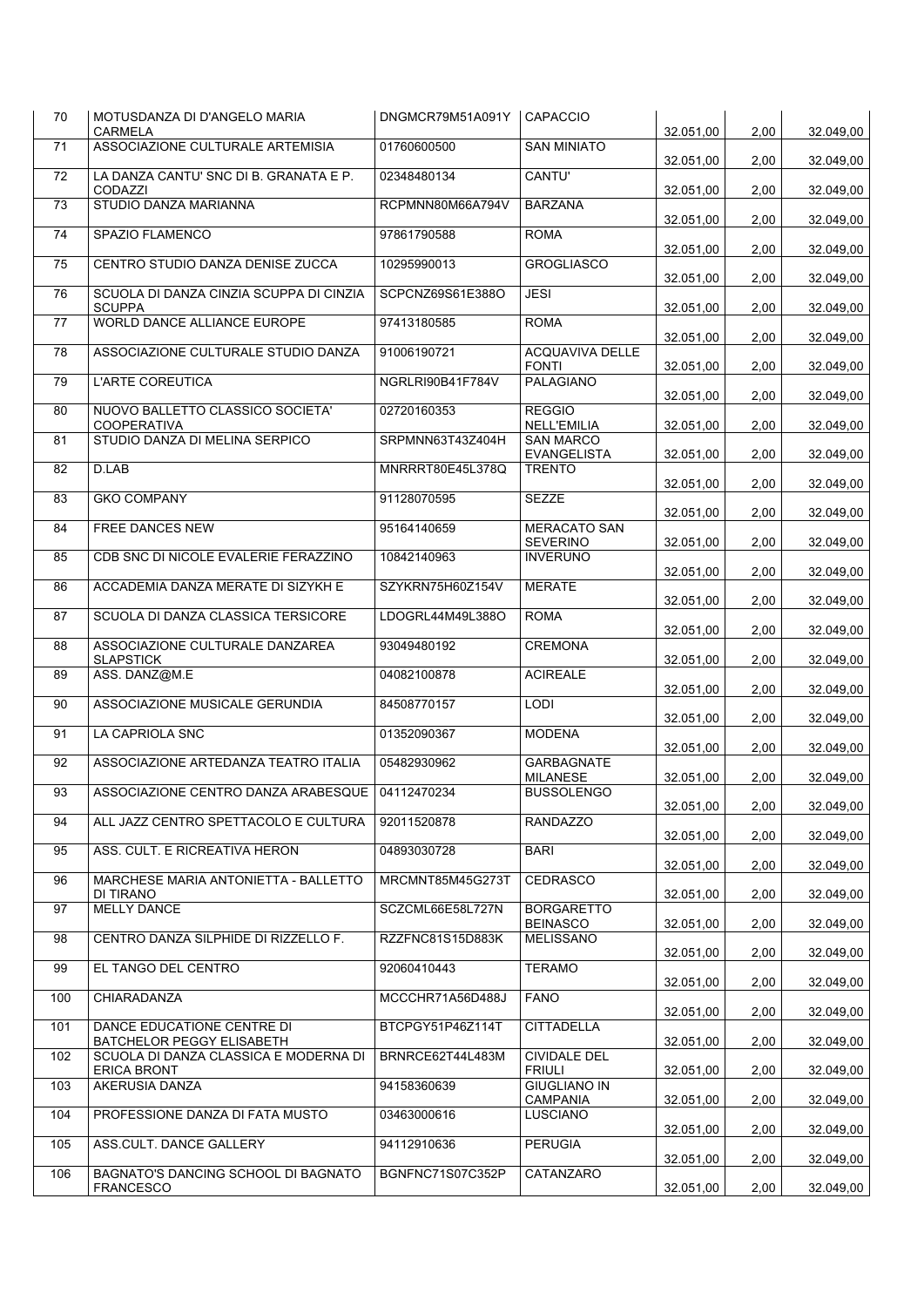| 70 | MOTUSDANZA DI D'ANGELO MARIA CARMELA | DNGMCR79M51A091Y | CAPACCIO | 32.051,00 | 2,00 | 32.049,00 |
|---|---|---|---|---|---|---|
| 71 | ASSOCIAZIONE CULTURALE ARTEMISIA | 01760600500 | SAN MINIATO | 32.051,00 | 2,00 | 32.049,00 |
| 72 | LA DANZA CANTU' SNC DI B. GRANATA E P. CODAZZI | 02348480134 | CANTU' | 32.051,00 | 2,00 | 32.049,00 |
| 73 | STUDIO DANZA MARIANNA | RCPMNN80M66A794V | BARZANA | 32.051,00 | 2,00 | 32.049,00 |
| 74 | SPAZIO FLAMENCO | 97861790588 | ROMA | 32.051,00 | 2,00 | 32.049,00 |
| 75 | CENTRO STUDIO DANZA DENISE ZUCCA | 10295990013 | GROGLIASCO | 32.051,00 | 2,00 | 32.049,00 |
| 76 | SCUOLA DI DANZA CINZIA SCUPPA DI CINZIA SCUPPA | SCPCNZ69S61E388O | JESI | 32.051,00 | 2,00 | 32.049,00 |
| 77 | WORLD DANCE ALLIANCE EUROPE | 97413180585 | ROMA | 32.051,00 | 2,00 | 32.049,00 |
| 78 | ASSOCIAZIONE CULTURALE STUDIO DANZA | 91006190721 | ACQUAVIVA DELLE FONTI | 32.051,00 | 2,00 | 32.049,00 |
| 79 | L'ARTE COREUTICA | NGRLRI90B41F784V | PALAGIANO | 32.051,00 | 2,00 | 32.049,00 |
| 80 | NUOVO BALLETTO CLASSICO SOCIETA' COOPERATIVA | 02720160353 | REGGIO NELL'EMILIA | 32.051,00 | 2,00 | 32.049,00 |
| 81 | STUDIO DANZA DI MELINA SERPICO | SRPMNN63T43Z404H | SAN MARCO EVANGELISTA | 32.051,00 | 2,00 | 32.049,00 |
| 82 | D.LAB | MNRRRT80E45L378Q | TRENTO | 32.051,00 | 2,00 | 32.049,00 |
| 83 | GKO COMPANY | 91128070595 | SEZZE | 32.051,00 | 2,00 | 32.049,00 |
| 84 | FREE DANCES NEW | 95164140659 | MERACATO SAN SEVERINO | 32.051,00 | 2,00 | 32.049,00 |
| 85 | CDB SNC DI NICOLE EVALERIE FERAZZINO | 10842140963 | INVERUNO | 32.051,00 | 2,00 | 32.049,00 |
| 86 | ACCADEMIA DANZA MERATE DI SIZYKH E | SZYKRN75H60Z154V | MERATE | 32.051,00 | 2,00 | 32.049,00 |
| 87 | SCUOLA DI DANZA CLASSICA TERSICORE | LDOGRL44M49L388O | ROMA | 32.051,00 | 2,00 | 32.049,00 |
| 88 | ASSOCIAZIONE CULTURALE DANZAREA SLAPSTICK | 93049480192 | CREMONA | 32.051,00 | 2,00 | 32.049,00 |
| 89 | ASS. DANZ@M.E | 04082100878 | ACIREALE | 32.051,00 | 2,00 | 32.049,00 |
| 90 | ASSOCIAZIONE MUSICALE GERUNDIA | 84508770157 | LODI | 32.051,00 | 2,00 | 32.049,00 |
| 91 | LA CAPRIOLA SNC | 01352090367 | MODENA | 32.051,00 | 2,00 | 32.049,00 |
| 92 | ASSOCIAZIONE ARTEDANZA TEATRO ITALIA | 05482930962 | GARBAGNATE MILANESE | 32.051,00 | 2,00 | 32.049,00 |
| 93 | ASSOCIAZIONE CENTRO DANZA ARABESQUE | 04112470234 | BUSSOLENGO | 32.051,00 | 2,00 | 32.049,00 |
| 94 | ALL JAZZ CENTRO SPETTACOLO E CULTURA | 92011520878 | RANDAZZO | 32.051,00 | 2,00 | 32.049,00 |
| 95 | ASS. CULT. E RICREATIVA HERON | 04893030728 | BARI | 32.051,00 | 2,00 | 32.049,00 |
| 96 | MARCHESE MARIA ANTONIETTA - BALLETTO DI TIRANO | MRCMNT85M45G273T | CEDRASCO | 32.051,00 | 2,00 | 32.049,00 |
| 97 | MELLY DANCE | SCZCML66E58L727N | BORGARETTO BEINASCO | 32.051,00 | 2,00 | 32.049,00 |
| 98 | CENTRO DANZA SILPHIDE DI RIZZELLO F. | RZZFNC81S15D883K | MELISSANO | 32.051,00 | 2,00 | 32.049,00 |
| 99 | EL TANGO DEL CENTRO | 92060410443 | TERAMO | 32.051,00 | 2,00 | 32.049,00 |
| 100 | CHIARADANZA | MCCCHR71A56D488J | FANO | 32.051,00 | 2,00 | 32.049,00 |
| 101 | DANCE EDUCATIONE CENTRE DI BATCHELOR PEGGY ELISABETH | BTCPGY51P46Z114T | CITTADELLA | 32.051,00 | 2,00 | 32.049,00 |
| 102 | SCUOLA DI DANZA CLASSICA E MODERNA DI ERICA BRONT | BRNRCE62T44L483M | CIVIDALE DEL FRIULI | 32.051,00 | 2,00 | 32.049,00 |
| 103 | AKERUSIA DANZA | 94158360639 | GIUGLIANO IN CAMPANIA | 32.051,00 | 2,00 | 32.049,00 |
| 104 | PROFESSIONE DANZA DI FATA MUSTO | 03463000616 | LUSCIANO | 32.051,00 | 2,00 | 32.049,00 |
| 105 | ASS.CULT. DANCE GALLERY | 94112910636 | PERUGIA | 32.051,00 | 2,00 | 32.049,00 |
| 106 | BAGNATO'S DANCING SCHOOL DI BAGNATO FRANCESCO | BGNFNC71S07C352P | CATANZARO | 32.051,00 | 2,00 | 32.049,00 |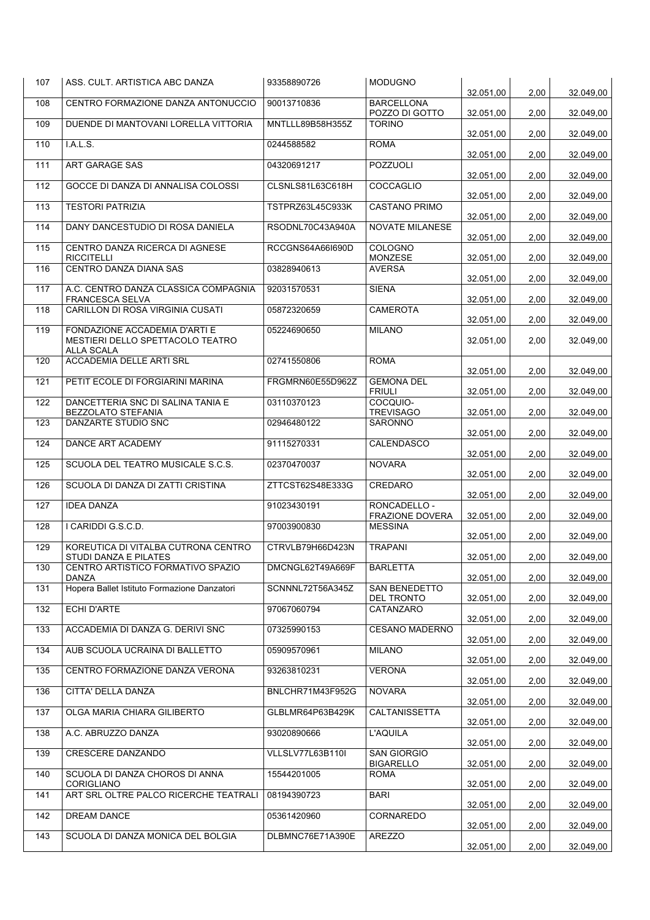| 107 | ASS. CULT. ARTISTICA ABC DANZA | 93358890726 | MODUGNO | 32.051,00 | 2,00 | 32.049,00 |
|---|---|---|---|---|---|---|
| 108 | CENTRO FORMAZIONE DANZA ANTONUCCIO | 90013710836 | BARCELLONA POZZO DI GOTTO | 32.051,00 | 2,00 | 32.049,00 |
| 109 | DUENDE DI MANTOVANI LORELLA VITTORIA | MNTLLL89B58H355Z | TORINO | 32.051,00 | 2,00 | 32.049,00 |
| 110 | I.A.L.S. | 0244588582 | ROMA | 32.051,00 | 2,00 | 32.049,00 |
| 111 | ART GARAGE SAS | 04320691217 | POZZUOLI | 32.051,00 | 2,00 | 32.049,00 |
| 112 | GOCCE DI DANZA DI ANNALISA COLOSSI | CLSNLS81L63C618H | COCCAGLIO | 32.051,00 | 2,00 | 32.049,00 |
| 113 | TESTORI PATRIZIA | TSTPRZ63L45C933K | CASTANO PRIMO | 32.051,00 | 2,00 | 32.049,00 |
| 114 | DANY DANCESTUDIO DI ROSA DANIELA | RSODNL70C43A940A | NOVATE MILANESE | 32.051,00 | 2,00 | 32.049,00 |
| 115 | CENTRO DANZA RICERCA DI AGNESE RICCITELLI | RCCGNS64A66I690D | COLOGNO MONZESE | 32.051,00 | 2,00 | 32.049,00 |
| 116 | CENTRO DANZA DIANA SAS | 03828940613 | AVERSA | 32.051,00 | 2,00 | 32.049,00 |
| 117 | A.C. CENTRO DANZA CLASSICA COMPAGNIA FRANCESCA SELVA | 92031570531 | SIENA | 32.051,00 | 2,00 | 32.049,00 |
| 118 | CARILLON DI ROSA VIRGINIA CUSATI | 05872320659 | CAMEROTA | 32.051,00 | 2,00 | 32.049,00 |
| 119 | FONDAZIONE ACCADEMIA D'ARTI E MESTIERI DELLO SPETTACOLO TEATRO ALLA SCALA | 05224690650 | MILANO | 32.051,00 | 2,00 | 32.049,00 |
| 120 | ACCADEMIA DELLE ARTI SRL | 02741550806 | ROMA | 32.051,00 | 2,00 | 32.049,00 |
| 121 | PETIT ECOLE DI FORGIARINI MARINA | FRGMRN60E55D962Z | GEMONA DEL FRIULI | 32.051,00 | 2,00 | 32.049,00 |
| 122 | DANCETTERIA SNC DI SALINA TANIA E BEZZOLATO STEFANIA | 03110370123 | COCQUIO-TREVISAGO | 32.051,00 | 2,00 | 32.049,00 |
| 123 | DANZARTE STUDIO SNC | 02946480122 | SARONNO | 32.051,00 | 2,00 | 32.049,00 |
| 124 | DANCE ART ACADEMY | 91115270331 | CALENDASCO | 32.051,00 | 2,00 | 32.049,00 |
| 125 | SCUOLA DEL TEATRO MUSICALE S.C.S. | 02370470037 | NOVARA | 32.051,00 | 2,00 | 32.049,00 |
| 126 | SCUOLA DI DANZA DI ZATTI CRISTINA | ZTTCST62S48E333G | CREDARO | 32.051,00 | 2,00 | 32.049,00 |
| 127 | IDEA DANZA | 91023430191 | RONCADELLO - FRAZIONE DOVERA | 32.051,00 | 2,00 | 32.049,00 |
| 128 | I CARIDDI G.S.C.D. | 97003900830 | MESSINA | 32.051,00 | 2,00 | 32.049,00 |
| 129 | KOREUTICA DI VITALBA CUTRONA CENTRO STUDI DANZA E PILATES | CTRVLB79H66D423N | TRAPANI | 32.051,00 | 2,00 | 32.049,00 |
| 130 | CENTRO ARTISTICO FORMATIVO SPAZIO DANZA | DMCNGL62T49A669F | BARLETTA | 32.051,00 | 2,00 | 32.049,00 |
| 131 | Hopera Ballet Istituto Formazione Danzatori | SCNNNL72T56A345Z | SAN BENEDETTO DEL TRONTO | 32.051,00 | 2,00 | 32.049,00 |
| 132 | ECHI D'ARTE | 97067060794 | CATANZARO | 32.051,00 | 2,00 | 32.049,00 |
| 133 | ACCADEMIA DI DANZA G. DERIVI SNC | 07325990153 | CESANO MADERNO | 32.051,00 | 2,00 | 32.049,00 |
| 134 | AUB SCUOLA UCRAINA DI BALLETTO | 05909570961 | MILANO | 32.051,00 | 2,00 | 32.049,00 |
| 135 | CENTRO FORMAZIONE DANZA VERONA | 93263810231 | VERONA | 32.051,00 | 2,00 | 32.049,00 |
| 136 | CITTA' DELLA DANZA | BNLCHR71M43F952G | NOVARA | 32.051,00 | 2,00 | 32.049,00 |
| 137 | OLGA MARIA CHIARA GILIBERTO | GLBLMR64P63B429K | CALTANISSETTA | 32.051,00 | 2,00 | 32.049,00 |
| 138 | A.C. ABRUZZO DANZA | 93020890666 | L'AQUILA | 32.051,00 | 2,00 | 32.049,00 |
| 139 | CRESCERE DANZANDO | VLLSLV77L63B110I | SAN GIORGIO BIGARELLO | 32.051,00 | 2,00 | 32.049,00 |
| 140 | SCUOLA DI DANZA CHOROS DI ANNA CORIGLIANO | 15544201005 | ROMA | 32.051,00 | 2,00 | 32.049,00 |
| 141 | ART SRL OLTRE PALCO RICERCHE TEATRALI | 08194390723 | BARI | 32.051,00 | 2,00 | 32.049,00 |
| 142 | DREAM DANCE | 05361420960 | CORNAREDO | 32.051,00 | 2,00 | 32.049,00 |
| 143 | SCUOLA DI DANZA MONICA DEL BOLGIA | DLBMNC76E71A390E | AREZZO | 32.051,00 | 2,00 | 32.049,00 |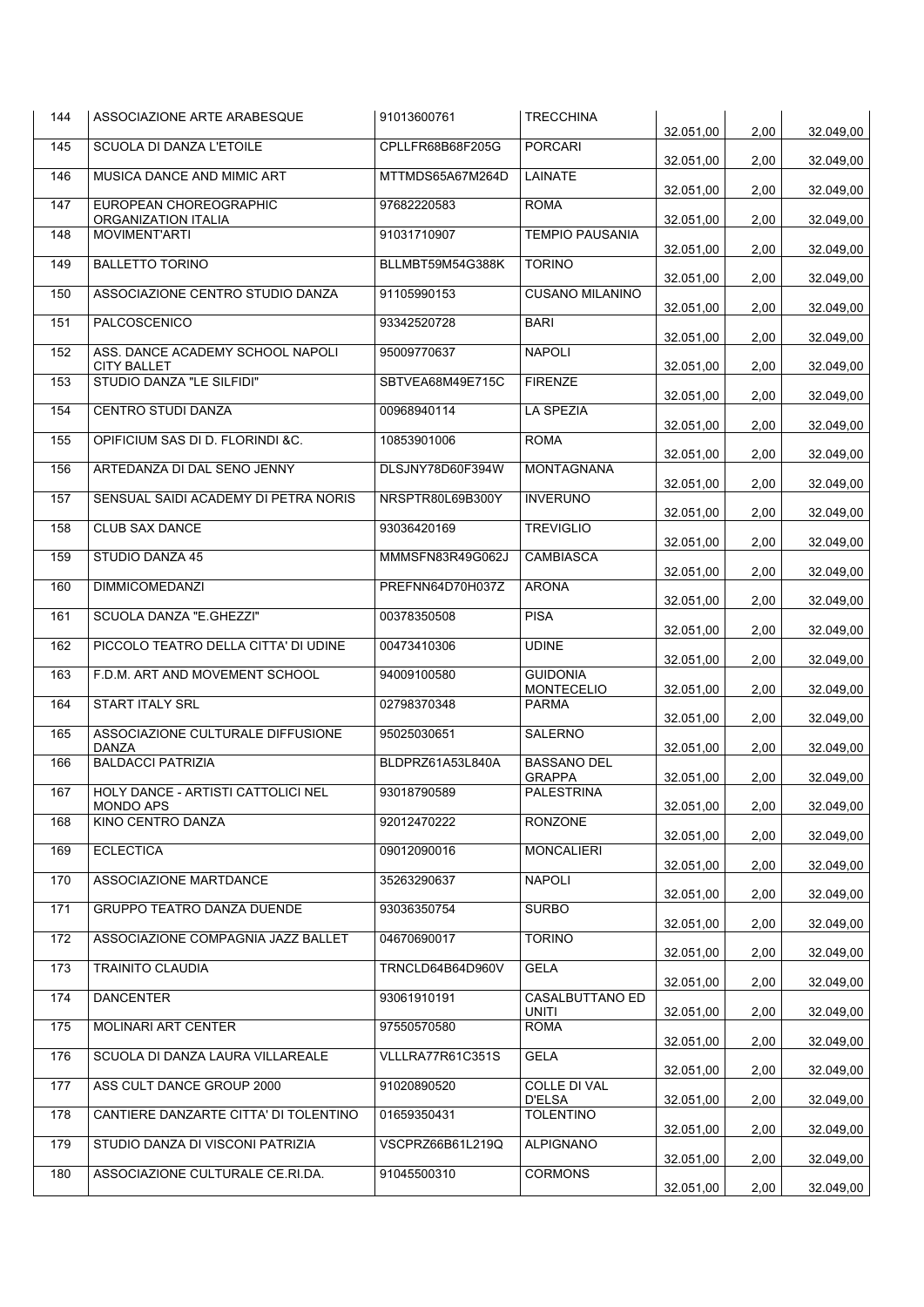| 144 | ASSOCIAZIONE ARTE ARABESQUE | 91013600761 | TRECCHINA | 32.051,00 | 2,00 | 32.049,00 |
|---|---|---|---|---|---|---|
| 145 | SCUOLA DI DANZA L'ETOILE | CPLLFR68B68F205G | PORCARI | 32.051,00 | 2,00 | 32.049,00 |
| 146 | MUSICA DANCE AND MIMIC ART | MTTMDS65A67M264D | LAINATE | 32.051,00 | 2,00 | 32.049,00 |
| 147 | EUROPEAN CHOREOGRAPHIC ORGANIZATION ITALIA | 97682220583 | ROMA | 32.051,00 | 2,00 | 32.049,00 |
| 148 | MOVIMENT'ARTI | 91031710907 | TEMPIO PAUSANIA | 32.051,00 | 2,00 | 32.049,00 |
| 149 | BALLETTO TORINO | BLLMBT59M54G388K | TORINO | 32.051,00 | 2,00 | 32.049,00 |
| 150 | ASSOCIAZIONE CENTRO STUDIO DANZA | 91105990153 | CUSANO MILANINO | 32.051,00 | 2,00 | 32.049,00 |
| 151 | PALCOSCENICO | 93342520728 | BARI | 32.051,00 | 2,00 | 32.049,00 |
| 152 | ASS. DANCE ACADEMY SCHOOL NAPOLI CITY BALLET | 95009770637 | NAPOLI | 32.051,00 | 2,00 | 32.049,00 |
| 153 | STUDIO DANZA "LE SILFIDI" | SBTVEA68M49E715C | FIRENZE | 32.051,00 | 2,00 | 32.049,00 |
| 154 | CENTRO STUDI DANZA | 00968940114 | LA SPEZIA | 32.051,00 | 2,00 | 32.049,00 |
| 155 | OPIFICIUM SAS DI D. FLORINDI &C. | 10853901006 | ROMA | 32.051,00 | 2,00 | 32.049,00 |
| 156 | ARTEDANZA DI DAL SENO JENNY | DLSJNY78D60F394W | MONTAGNANA | 32.051,00 | 2,00 | 32.049,00 |
| 157 | SENSUAL SAIDI ACADEMY DI PETRA NORIS | NRSPTR80L69B300Y | INVERUNO | 32.051,00 | 2,00 | 32.049,00 |
| 158 | CLUB SAX DANCE | 93036420169 | TREVIGLIO | 32.051,00 | 2,00 | 32.049,00 |
| 159 | STUDIO DANZA 45 | MMMSFN83R49G062J | CAMBIASCA | 32.051,00 | 2,00 | 32.049,00 |
| 160 | DIMMICOMEDANZI | PREFNN64D70H037Z | ARONA | 32.051,00 | 2,00 | 32.049,00 |
| 161 | SCUOLA DANZA "E.GHEZZI" | 00378350508 | PISA | 32.051,00 | 2,00 | 32.049,00 |
| 162 | PICCOLO TEATRO DELLA CITTA' DI UDINE | 00473410306 | UDINE | 32.051,00 | 2,00 | 32.049,00 |
| 163 | F.D.M. ART AND MOVEMENT SCHOOL | 94009100580 | GUIDONIA MONTECELIO | 32.051,00 | 2,00 | 32.049,00 |
| 164 | START ITALY SRL | 02798370348 | PARMA | 32.051,00 | 2,00 | 32.049,00 |
| 165 | ASSOCIAZIONE CULTURALE DIFFUSIONE DANZA | 95025030651 | SALERNO | 32.051,00 | 2,00 | 32.049,00 |
| 166 | BALDACCI PATRIZIA | BLDPRZ61A53L840A | BASSANO DEL GRAPPA | 32.051,00 | 2,00 | 32.049,00 |
| 167 | HOLY DANCE - ARTISTI CATTOLICI NEL MONDO APS | 93018790589 | PALESTRINA | 32.051,00 | 2,00 | 32.049,00 |
| 168 | KINO CENTRO DANZA | 92012470222 | RONZONE | 32.051,00 | 2,00 | 32.049,00 |
| 169 | ECLECTICA | 09012090016 | MONCALIERI | 32.051,00 | 2,00 | 32.049,00 |
| 170 | ASSOCIAZIONE MARTDANCE | 35263290637 | NAPOLI | 32.051,00 | 2,00 | 32.049,00 |
| 171 | GRUPPO TEATRO DANZA DUENDE | 93036350754 | SURBO | 32.051,00 | 2,00 | 32.049,00 |
| 172 | ASSOCIAZIONE COMPAGNIA JAZZ BALLET | 04670690017 | TORINO | 32.051,00 | 2,00 | 32.049,00 |
| 173 | TRAINITO CLAUDIA | TRNCLD64B64D960V | GELA | 32.051,00 | 2,00 | 32.049,00 |
| 174 | DANCENTER | 93061910191 | CASALBUTTANO ED UNITI | 32.051,00 | 2,00 | 32.049,00 |
| 175 | MOLINARI ART CENTER | 97550570580 | ROMA | 32.051,00 | 2,00 | 32.049,00 |
| 176 | SCUOLA DI DANZA LAURA VILLAREALE | VLLLRA77R61C351S | GELA | 32.051,00 | 2,00 | 32.049,00 |
| 177 | ASS CULT DANCE GROUP 2000 | 91020890520 | COLLE DI VAL D'ELSA | 32.051,00 | 2,00 | 32.049,00 |
| 178 | CANTIERE DANZARTE CITTA' DI TOLENTINO | 01659350431 | TOLENTINO | 32.051,00 | 2,00 | 32.049,00 |
| 179 | STUDIO DANZA DI VISCONI PATRIZIA | VSCPRZ66B61L219Q | ALPIGNANO | 32.051,00 | 2,00 | 32.049,00 |
| 180 | ASSOCIAZIONE CULTURALE CE.RI.DA. | 91045500310 | CORMONS | 32.051,00 | 2,00 | 32.049,00 |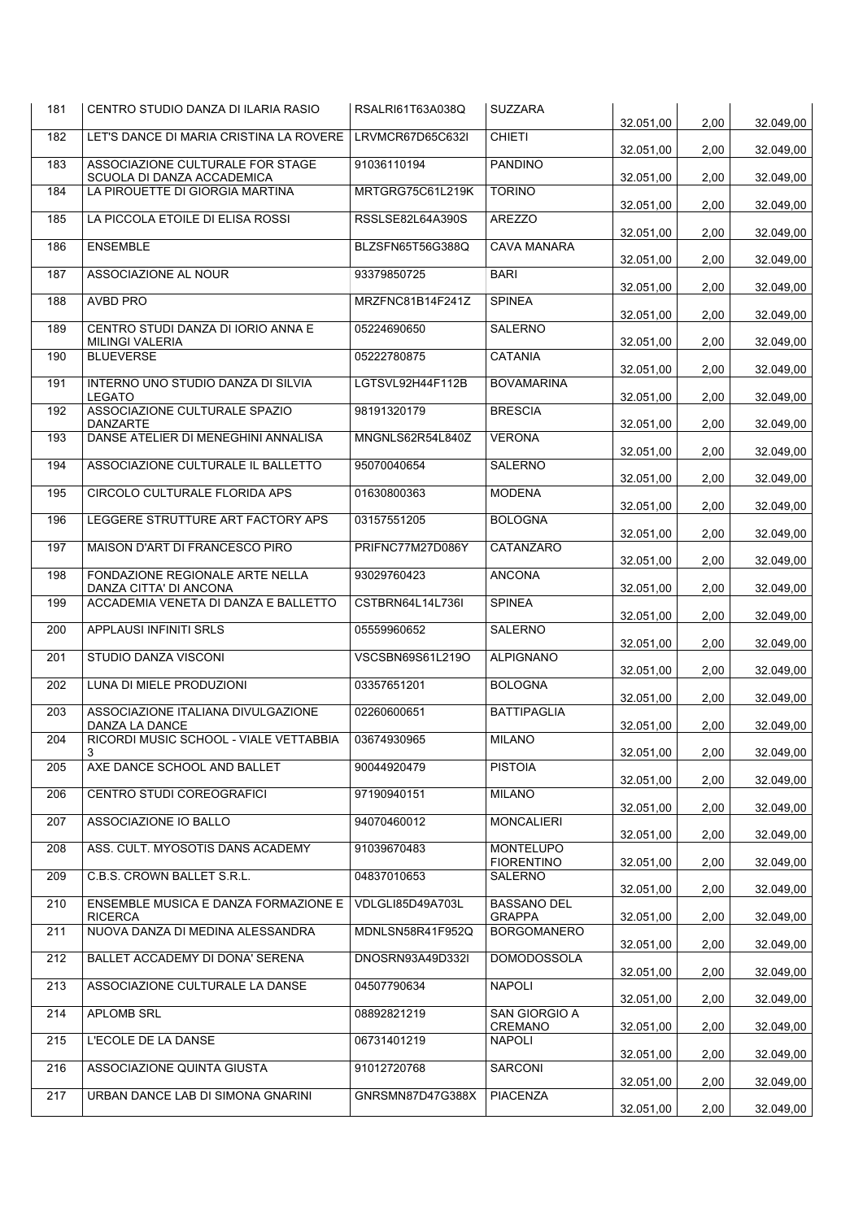| 181 | CENTRO STUDIO DANZA DI ILARIA RASIO | RSALRI61T63A038Q | SUZZARA | 32.051,00 | 2,00 | 32.049,00 |
|---|---|---|---|---|---|---|
| 182 | LET'S DANCE DI MARIA CRISTINA LA ROVERE | LRVMCR67D65C632I | CHIETI | 32.051,00 | 2,00 | 32.049,00 |
| 183 | ASSOCIAZIONE CULTURALE FOR STAGE SCUOLA DI DANZA ACCADEMICA | 91036110194 | PANDINO | 32.051,00 | 2,00 | 32.049,00 |
| 184 | LA PIROUETTE DI GIORGIA MARTINA | MRTGRG75C61L219K | TORINO | 32.051,00 | 2,00 | 32.049,00 |
| 185 | LA PICCOLA ETOILE DI ELISA ROSSI | RSSLSE82L64A390S | AREZZO | 32.051,00 | 2,00 | 32.049,00 |
| 186 | ENSEMBLE | BLZSFN65T56G388Q | CAVA MANARA | 32.051,00 | 2,00 | 32.049,00 |
| 187 | ASSOCIAZIONE AL NOUR | 93379850725 | BARI | 32.051,00 | 2,00 | 32.049,00 |
| 188 | AVBD PRO | MRZFNC81B14F241Z | SPINEA | 32.051,00 | 2,00 | 32.049,00 |
| 189 | CENTRO STUDI DANZA DI IORIO ANNA E MILINGI VALERIA | 05224690650 | SALERNO | 32.051,00 | 2,00 | 32.049,00 |
| 190 | BLUEVERSE | 05222780875 | CATANIA | 32.051,00 | 2,00 | 32.049,00 |
| 191 | INTERNO UNO STUDIO DANZA DI SILVIA LEGATO | LGTSVL92H44F112B | BOVAMARINA | 32.051,00 | 2,00 | 32.049,00 |
| 192 | ASSOCIAZIONE CULTURALE SPAZIO DANZARTE | 98191320179 | BRESCIA | 32.051,00 | 2,00 | 32.049,00 |
| 193 | DANSE ATELIER DI MENEGHINI ANNALISA | MNGNLS62R54L840Z | VERONA | 32.051,00 | 2,00 | 32.049,00 |
| 194 | ASSOCIAZIONE CULTURALE IL BALLETTO | 95070040654 | SALERNO | 32.051,00 | 2,00 | 32.049,00 |
| 195 | CIRCOLO CULTURALE FLORIDA APS | 01630800363 | MODENA | 32.051,00 | 2,00 | 32.049,00 |
| 196 | LEGGERE STRUTTURE ART FACTORY APS | 03157551205 | BOLOGNA | 32.051,00 | 2,00 | 32.049,00 |
| 197 | MAISON D'ART DI FRANCESCO PIRO | PRIFNC77M27D086Y | CATANZARO | 32.051,00 | 2,00 | 32.049,00 |
| 198 | FONDAZIONE REGIONALE ARTE NELLA DANZA CITTA' DI ANCONA | 93029760423 | ANCONA | 32.051,00 | 2,00 | 32.049,00 |
| 199 | ACCADEMIA VENETA DI DANZA E BALLETTO | CSTBRN64L14L736I | SPINEA | 32.051,00 | 2,00 | 32.049,00 |
| 200 | APPLAUSI INFINITI SRLS | 05559960652 | SALERNO | 32.051,00 | 2,00 | 32.049,00 |
| 201 | STUDIO DANZA VISCONI | VSCSBN69S61L219O | ALPIGNANO | 32.051,00 | 2,00 | 32.049,00 |
| 202 | LUNA DI MIELE PRODUZIONI | 03357651201 | BOLOGNA | 32.051,00 | 2,00 | 32.049,00 |
| 203 | ASSOCIAZIONE ITALIANA DIVULGAZIONE DANZA LA DANCE | 02260600651 | BATTIPAGLIA | 32.051,00 | 2,00 | 32.049,00 |
| 204 | RICORDI MUSIC SCHOOL - VIALE VETTABBIA 3 | 03674930965 | MILANO | 32.051,00 | 2,00 | 32.049,00 |
| 205 | AXE DANCE SCHOOL AND BALLET | 90044920479 | PISTOIA | 32.051,00 | 2,00 | 32.049,00 |
| 206 | CENTRO STUDI COREOGRAFICI | 97190940151 | MILANO | 32.051,00 | 2,00 | 32.049,00 |
| 207 | ASSOCIAZIONE IO BALLO | 94070460012 | MONCALIERI | 32.051,00 | 2,00 | 32.049,00 |
| 208 | ASS. CULT. MYOSOTIS DANS ACADEMY | 91039670483 | MONTELUPO FIORENTINO | 32.051,00 | 2,00 | 32.049,00 |
| 209 | C.B.S. CROWN BALLET S.R.L. | 04837010653 | SALERNO | 32.051,00 | 2,00 | 32.049,00 |
| 210 | ENSEMBLE MUSICA E DANZA FORMAZIONE E RICERCA | VDLGLI85D49A703L | BASSANO DEL GRAPPA | 32.051,00 | 2,00 | 32.049,00 |
| 211 | NUOVA DANZA DI MEDINA ALESSANDRA | MDNLSN58R41F952Q | BORGOMANERO | 32.051,00 | 2,00 | 32.049,00 |
| 212 | BALLET ACCADEMY DI DONA' SERENA | DNOSRN93A49D332I | DOMODOSSOLA | 32.051,00 | 2,00 | 32.049,00 |
| 213 | ASSOCIAZIONE CULTURALE LA DANSE | 04507790634 | NAPOLI | 32.051,00 | 2,00 | 32.049,00 |
| 214 | APLOMB SRL | 08892821219 | SAN GIORGIO A CREMANO | 32.051,00 | 2,00 | 32.049,00 |
| 215 | L'ECOLE DE LA DANSE | 06731401219 | NAPOLI | 32.051,00 | 2,00 | 32.049,00 |
| 216 | ASSOCIAZIONE QUINTA GIUSTA | 91012720768 | SARCONI | 32.051,00 | 2,00 | 32.049,00 |
| 217 | URBAN DANCE LAB DI SIMONA GNARINI | GNRSMN87D47G388X | PIACENZA | 32.051,00 | 2,00 | 32.049,00 |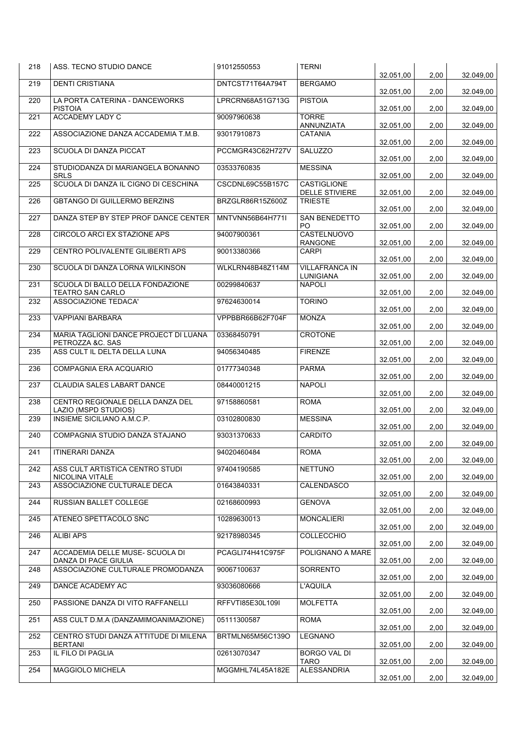| 218 | ASS. TECNO STUDIO DANCE | 91012550553 | TERNI | 32.051,00 | 2,00 | 32.049,00 |
|---|---|---|---|---|---|---|
| 219 | DENTI CRISTIANA | DNTCST71T64A794T | BERGAMO | 32.051,00 | 2,00 | 32.049,00 |
| 220 | LA PORTA CATERINA - DANCEWORKS PISTOIA | LPRCRN68A51G713G | PISTOIA | 32.051,00 | 2,00 | 32.049,00 |
| 221 | ACCADEMY LADY C | 90097960638 | TORRE ANNUNZIATA | 32.051,00 | 2,00 | 32.049,00 |
| 222 | ASSOCIAZIONE DANZA ACCADEMIA T.M.B. | 93017910873 | CATANIA | 32.051,00 | 2,00 | 32.049,00 |
| 223 | SCUOLA DI DANZA PICCAT | PCCMGR43C62H727V | SALUZZO | 32.051,00 | 2,00 | 32.049,00 |
| 224 | STUDIODANZA DI MARIANGELA BONANNO SRLS | 03533760835 | MESSINA | 32.051,00 | 2,00 | 32.049,00 |
| 225 | SCUOLA DI DANZA IL CIGNO DI CESCHINA | CSCDNL69C55B157C | CASTIGLIONE DELLE STIVIERE | 32.051,00 | 2,00 | 32.049,00 |
| 226 | GBTANGO DI GUILLERMO BERZINS | BRZGLR86R15Z600Z | TRIESTE | 32.051,00 | 2,00 | 32.049,00 |
| 227 | DANZA STEP BY STEP PROF DANCE CENTER | MNTVNN56B64H771I | SAN BENEDETTO PO | 32.051,00 | 2,00 | 32.049,00 |
| 228 | CIRCOLO ARCI EX STAZIONE APS | 94007900361 | CASTELNUOVO RANGONE | 32.051,00 | 2,00 | 32.049,00 |
| 229 | CENTRO POLIVALENTE GILIBERTI APS | 90013380366 | CARPI | 32.051,00 | 2,00 | 32.049,00 |
| 230 | SCUOLA DI DANZA LORNA WILKINSON | WLKLRN48B48Z114M | VILLAFRANCA IN LUNIGIANA | 32.051,00 | 2,00 | 32.049,00 |
| 231 | SCUOLA DI BALLO DELLA FONDAZIONE TEATRO SAN CARLO | 00299840637 | NAPOLI | 32.051,00 | 2,00 | 32.049,00 |
| 232 | ASSOCIAZIONE TEDACA' | 97624630014 | TORINO | 32.051,00 | 2,00 | 32.049,00 |
| 233 | VAPPIANI BARBARA | VPPBBR66B62F704F | MONZA | 32.051,00 | 2,00 | 32.049,00 |
| 234 | MARIA TAGLIONI DANCE PROJECT DI LUANA PETROZZA &C. SAS | 03368450791 | CROTONE | 32.051,00 | 2,00 | 32.049,00 |
| 235 | ASS CULT IL DELTA DELLA LUNA | 94056340485 | FIRENZE | 32.051,00 | 2,00 | 32.049,00 |
| 236 | COMPAGNIA ERA ACQUARIO | 01777340348 | PARMA | 32.051,00 | 2,00 | 32.049,00 |
| 237 | CLAUDIA SALES LABART DANCE | 08440001215 | NAPOLI | 32.051,00 | 2,00 | 32.049,00 |
| 238 | CENTRO REGIONALE DELLA DANZA DEL LAZIO (MSPD STUDIOS) | 97158860581 | ROMA | 32.051,00 | 2,00 | 32.049,00 |
| 239 | INSIEME SICILIANO A.M.C.P. | 03102800830 | MESSINA | 32.051,00 | 2,00 | 32.049,00 |
| 240 | COMPAGNIA STUDIO DANZA STAJANO | 93031370633 | CARDITO | 32.051,00 | 2,00 | 32.049,00 |
| 241 | ITINERARI DANZA | 94020460484 | ROMA | 32.051,00 | 2,00 | 32.049,00 |
| 242 | ASS CULT ARTISTICA CENTRO STUDI NICOLINA VITALE | 97404190585 | NETTUNO | 32.051,00 | 2,00 | 32.049,00 |
| 243 | ASSOCIAZIONE CULTURALE DECA | 01643840331 | CALENDASCO | 32.051,00 | 2,00 | 32.049,00 |
| 244 | RUSSIAN BALLET COLLEGE | 02168600993 | GENOVA | 32.051,00 | 2,00 | 32.049,00 |
| 245 | ATENEO SPETTACOLO SNC | 10289630013 | MONCALIERI | 32.051,00 | 2,00 | 32.049,00 |
| 246 | ALIBI APS | 92178980345 | COLLECCHIO | 32.051,00 | 2,00 | 32.049,00 |
| 247 | ACCADEMIA DELLE MUSE- SCUOLA DI DANZA DI PACE GIULIA | PCAGLI74H41C975F | POLIGNANO A MARE | 32.051,00 | 2,00 | 32.049,00 |
| 248 | ASSOCIAZIONE CULTURALE PROMODANZA | 90067100637 | SORRENTO | 32.051,00 | 2,00 | 32.049,00 |
| 249 | DANCE ACADEMY AC | 93036080666 | L'AQUILA | 32.051,00 | 2,00 | 32.049,00 |
| 250 | PASSIONE DANZA DI VITO RAFFANELLI | RFFVTI85E30L109I | MOLFETTA | 32.051,00 | 2,00 | 32.049,00 |
| 251 | ASS CULT D.M.A (DANZAMIMOANIMAZIONE) | 05111300587 | ROMA | 32.051,00 | 2,00 | 32.049,00 |
| 252 | CENTRO STUDI DANZA ATTITUDE DI MILENA BERTANI | BRTMLN65M56C139O | LEGNANO | 32.051,00 | 2,00 | 32.049,00 |
| 253 | IL FILO DI PAGLIA | 02613070347 | BORGO VAL DI TARO | 32.051,00 | 2,00 | 32.049,00 |
| 254 | MAGGIOLO MICHELA | MGGMHL74L45A182E | ALESSANDRIA | 32.051,00 | 2,00 | 32.049,00 |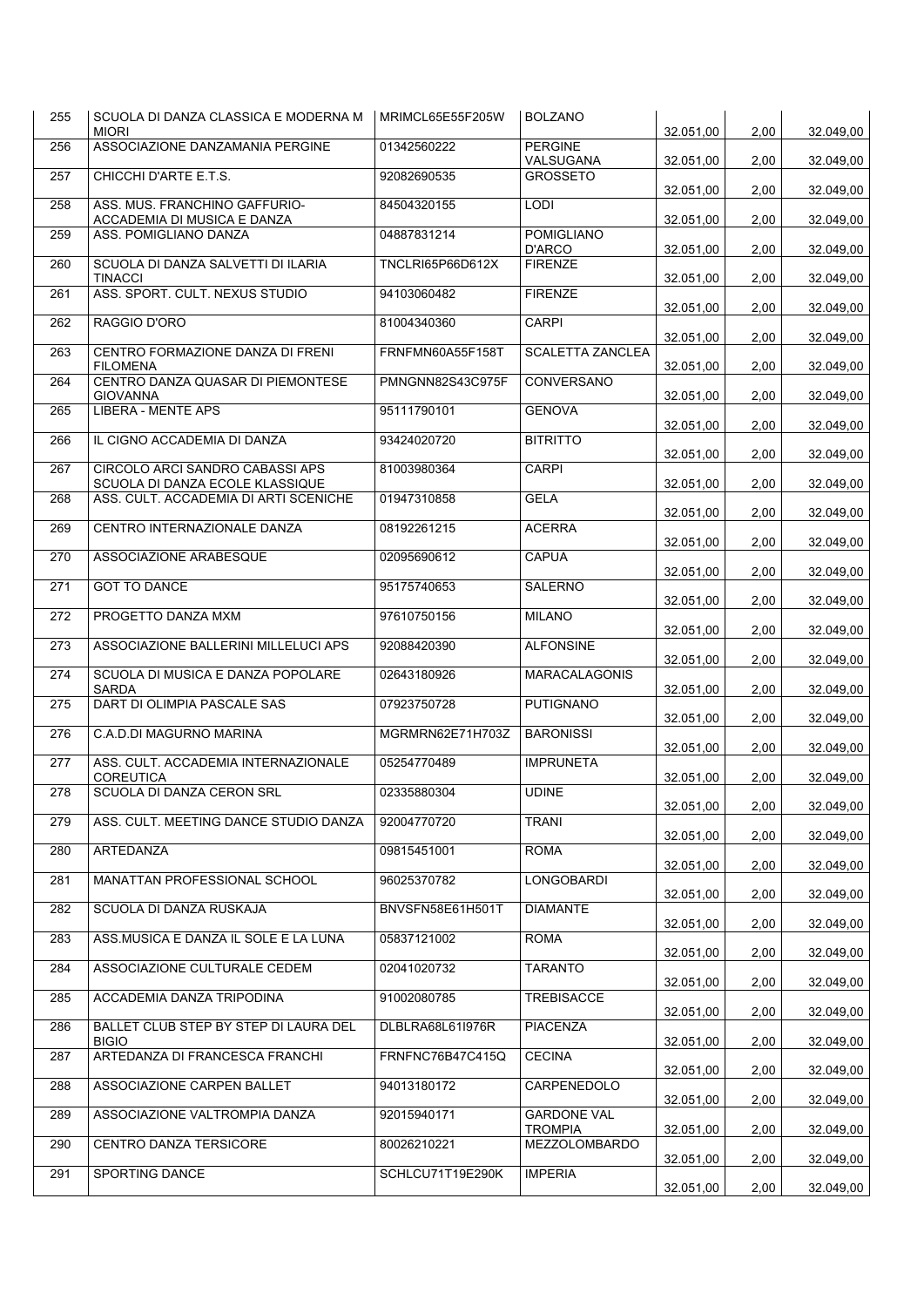| 255 | SCUOLA DI DANZA CLASSICA E MODERNA M MIORI | MRIMCL65E55F205W | BOLZANO | 32.051,00 | 2,00 | 32.049,00 |
|---|---|---|---|---|---|---|
| 256 | ASSOCIAZIONE DANZAMANIA PERGINE | 01342560222 | PERGINE VALSUGANA | 32.051,00 | 2,00 | 32.049,00 |
| 257 | CHICCHI D'ARTE E.T.S. | 92082690535 | GROSSETO | 32.051,00 | 2,00 | 32.049,00 |
| 258 | ASS. MUS. FRANCHINO GAFFURIO-ACCADEMIA DI MUSICA E DANZA | 84504320155 | LODI | 32.051,00 | 2,00 | 32.049,00 |
| 259 | ASS. POMIGLIANO DANZA | 04887831214 | POMIGLIANO D'ARCO | 32.051,00 | 2,00 | 32.049,00 |
| 260 | SCUOLA DI DANZA SALVETTI DI ILARIA TINACCI | TNCLRI65P66D612X | FIRENZE | 32.051,00 | 2,00 | 32.049,00 |
| 261 | ASS. SPORT. CULT. NEXUS STUDIO | 94103060482 | FIRENZE | 32.051,00 | 2,00 | 32.049,00 |
| 262 | RAGGIO D'ORO | 81004340360 | CARPI | 32.051,00 | 2,00 | 32.049,00 |
| 263 | CENTRO FORMAZIONE DANZA DI FRENI FILOMENA | FRNFMN60A55F158T | SCALETTA ZANCLEA | 32.051,00 | 2,00 | 32.049,00 |
| 264 | CENTRO DANZA QUASAR DI PIEMONTESE GIOVANNA | PMNGNN82S43C975F | CONVERSANO | 32.051,00 | 2,00 | 32.049,00 |
| 265 | LIBERA - MENTE APS | 95111790101 | GENOVA | 32.051,00 | 2,00 | 32.049,00 |
| 266 | IL CIGNO ACCADEMIA DI DANZA | 93424020720 | BITRITTO | 32.051,00 | 2,00 | 32.049,00 |
| 267 | CIRCOLO ARCI SANDRO CABASSI APS SCUOLA DI DANZA ECOLE KLASSIQUE | 81003980364 | CARPI | 32.051,00 | 2,00 | 32.049,00 |
| 268 | ASS. CULT. ACCADEMIA DI ARTI SCENICHE | 01947310858 | GELA | 32.051,00 | 2,00 | 32.049,00 |
| 269 | CENTRO INTERNAZIONALE DANZA | 08192261215 | ACERRA | 32.051,00 | 2,00 | 32.049,00 |
| 270 | ASSOCIAZIONE ARABESQUE | 02095690612 | CAPUA | 32.051,00 | 2,00 | 32.049,00 |
| 271 | GOT TO DANCE | 95175740653 | SALERNO | 32.051,00 | 2,00 | 32.049,00 |
| 272 | PROGETTO DANZA MXM | 97610750156 | MILANO | 32.051,00 | 2,00 | 32.049,00 |
| 273 | ASSOCIAZIONE BALLERINI MILLELUCI APS | 92088420390 | ALFONSINE | 32.051,00 | 2,00 | 32.049,00 |
| 274 | SCUOLA DI MUSICA E DANZA POPOLARE SARDA | 02643180926 | MARACALAGONIS | 32.051,00 | 2,00 | 32.049,00 |
| 275 | DART DI OLIMPIA PASCALE SAS | 07923750728 | PUTIGNANO | 32.051,00 | 2,00 | 32.049,00 |
| 276 | C.A.D.DI MAGURNO MARINA | MGRMRN62E71H703Z | BARONISSI | 32.051,00 | 2,00 | 32.049,00 |
| 277 | ASS. CULT. ACCADEMIA INTERNAZIONALE COREUTICA | 05254770489 | IMPRUNETA | 32.051,00 | 2,00 | 32.049,00 |
| 278 | SCUOLA DI DANZA CERON SRL | 02335880304 | UDINE | 32.051,00 | 2,00 | 32.049,00 |
| 279 | ASS. CULT. MEETING DANCE STUDIO DANZA | 92004770720 | TRANI | 32.051,00 | 2,00 | 32.049,00 |
| 280 | ARTEDANZA | 09815451001 | ROMA | 32.051,00 | 2,00 | 32.049,00 |
| 281 | MANATTAN PROFESSIONAL SCHOOL | 96025370782 | LONGOBARDI | 32.051,00 | 2,00 | 32.049,00 |
| 282 | SCUOLA DI DANZA RUSKAJA | BNVSFN58E61H501T | DIAMANTE | 32.051,00 | 2,00 | 32.049,00 |
| 283 | ASS.MUSICA E DANZA IL SOLE E LA LUNA | 05837121002 | ROMA | 32.051,00 | 2,00 | 32.049,00 |
| 284 | ASSOCIAZIONE CULTURALE CEDEM | 02041020732 | TARANTO | 32.051,00 | 2,00 | 32.049,00 |
| 285 | ACCADEMIA DANZA TRIPODINA | 91002080785 | TREBISACCE | 32.051,00 | 2,00 | 32.049,00 |
| 286 | BALLET CLUB STEP BY STEP DI LAURA DEL BIGIO | DLBLRA68L61I976R | PIACENZA | 32.051,00 | 2,00 | 32.049,00 |
| 287 | ARTEDANZA DI FRANCESCA FRANCHI | FRNFNC76B47C415Q | CECINA | 32.051,00 | 2,00 | 32.049,00 |
| 288 | ASSOCIAZIONE CARPEN BALLET | 94013180172 | CARPENEDOLO | 32.051,00 | 2,00 | 32.049,00 |
| 289 | ASSOCIAZIONE VALTROMPIA DANZA | 92015940171 | GARDONE VAL TROMPIA | 32.051,00 | 2,00 | 32.049,00 |
| 290 | CENTRO DANZA TERSICORE | 80026210221 | MEZZOLOMBARDO | 32.051,00 | 2,00 | 32.049,00 |
| 291 | SPORTING DANCE | SCHLCU71T19E290K | IMPERIA | 32.051,00 | 2,00 | 32.049,00 |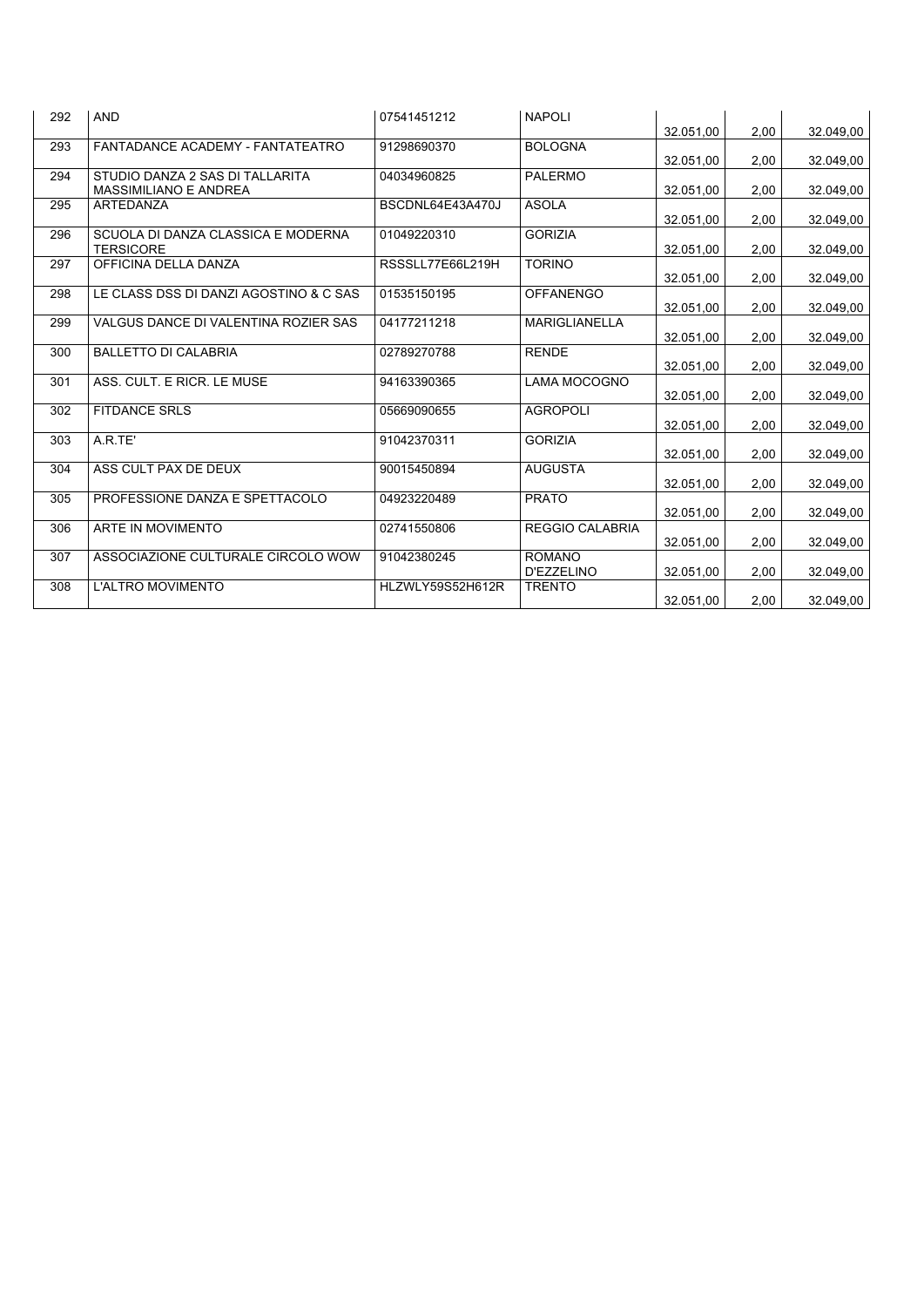| | | | | | | |
|---|---|---|---|---|---|---|
| 292 | AND | 07541451212 | NAPOLI | 32.051,00 | 2,00 | 32.049,00 |
| 293 | FANTADANCE ACADEMY - FANTATEATRO | 91298690370 | BOLOGNA | 32.051,00 | 2,00 | 32.049,00 |
| 294 | STUDIO DANZA 2 SAS DI TALLARITA MASSIMILIANO E ANDREA | 04034960825 | PALERMO | 32.051,00 | 2,00 | 32.049,00 |
| 295 | ARTEDANZA | BSCDNL64E43A470J | ASOLA | 32.051,00 | 2,00 | 32.049,00 |
| 296 | SCUOLA DI DANZA CLASSICA E MODERNA TERSICORE | 01049220310 | GORIZIA | 32.051,00 | 2,00 | 32.049,00 |
| 297 | OFFICINA DELLA DANZA | RSSSLL77E66L219H | TORINO | 32.051,00 | 2,00 | 32.049,00 |
| 298 | LE CLASS DSS DI DANZI AGOSTINO & C SAS | 01535150195 | OFFANENGO | 32.051,00 | 2,00 | 32.049,00 |
| 299 | VALGUS DANCE DI VALENTINA ROZIER SAS | 04177211218 | MARIGLIANELLA | 32.051,00 | 2,00 | 32.049,00 |
| 300 | BALLETTO DI CALABRIA | 02789270788 | RENDE | 32.051,00 | 2,00 | 32.049,00 |
| 301 | ASS. CULT. E RICR. LE MUSE | 94163390365 | LAMA MOCOGNO | 32.051,00 | 2,00 | 32.049,00 |
| 302 | FITDANCE SRLS | 05669090655 | AGROPOLI | 32.051,00 | 2,00 | 32.049,00 |
| 303 | A.R.TE' | 91042370311 | GORIZIA | 32.051,00 | 2,00 | 32.049,00 |
| 304 | ASS CULT PAX DE DEUX | 90015450894 | AUGUSTA | 32.051,00 | 2,00 | 32.049,00 |
| 305 | PROFESSIONE DANZA E SPETTACOLO | 04923220489 | PRATO | 32.051,00 | 2,00 | 32.049,00 |
| 306 | ARTE IN MOVIMENTO | 02741550806 | REGGIO CALABRIA | 32.051,00 | 2,00 | 32.049,00 |
| 307 | ASSOCIAZIONE CULTURALE CIRCOLO WOW | 91042380245 | ROMANO D'EZZELINO | 32.051,00 | 2,00 | 32.049,00 |
| 308 | L'ALTRO MOVIMENTO | HLZWLY59S52H612R | TRENTO | 32.051,00 | 2,00 | 32.049,00 |